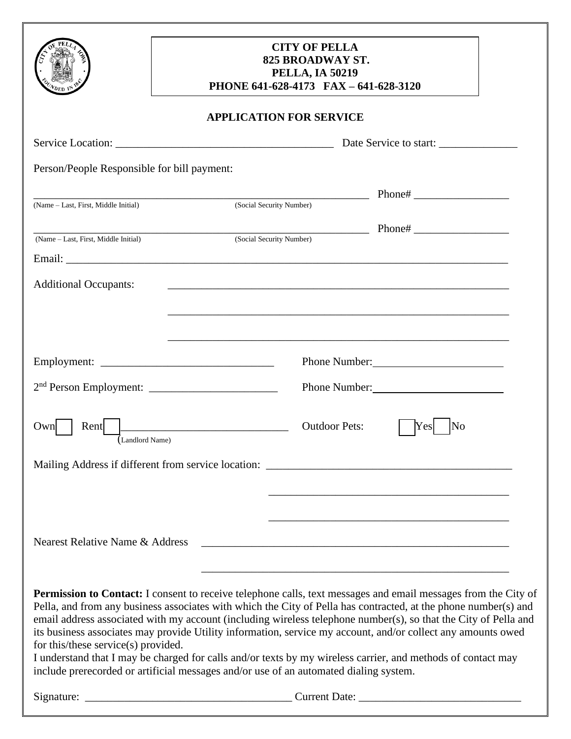**CITY OF PELLA**
**825 BROADWAY ST.**
**PELLA, IA 50219**
**PHONE 641-628-4173 FAX – 641-628-3120**

## APPLICATION FOR SERVICE

Service Location: _______________________________________ Date Service to start: ______________

Person/People Responsible for bill payment:

_______________________________________________________________ Phone# _________________
(Name – Last, First, Middle Initial) (Social Security Number)

_______________________________________________________________ Phone# _________________
(Name – Last, First, Middle Initial) (Social Security Number)

Email: _______________________________________________________________________________

Additional Occupants: ______________________________________________________________

______________________________________________________________

______________________________________________________________

Employment: _______________________________ Phone Number: _______________________

2nd Person Employment: _______________________ Phone Number: _______________________

Own ☐ Rent ☐ ____________________________ Outdoor Pets: ☐ Yes ☐ No
(Landlord Name)

Mailing Address if different from service location: _____________________________________________

_____________________________________________

_____________________________________________

Nearest Relative Name & Address ________________________________________________________

________________________________________________________

**Permission to Contact:** I consent to receive telephone calls, text messages and email messages from the City of Pella, and from any business associates with which the City of Pella has contracted, at the phone number(s) and email address associated with my account (including wireless telephone number(s), so that the City of Pella and its business associates may provide Utility information, service my account, and/or collect any amounts owed for this/these service(s) provided.

I understand that I may be charged for calls and/or texts by my wireless carrier, and methods of contact may include prerecorded or artificial messages and/or use of an automated dialing system.

Signature: ____________________________________ Current Date: _____________________________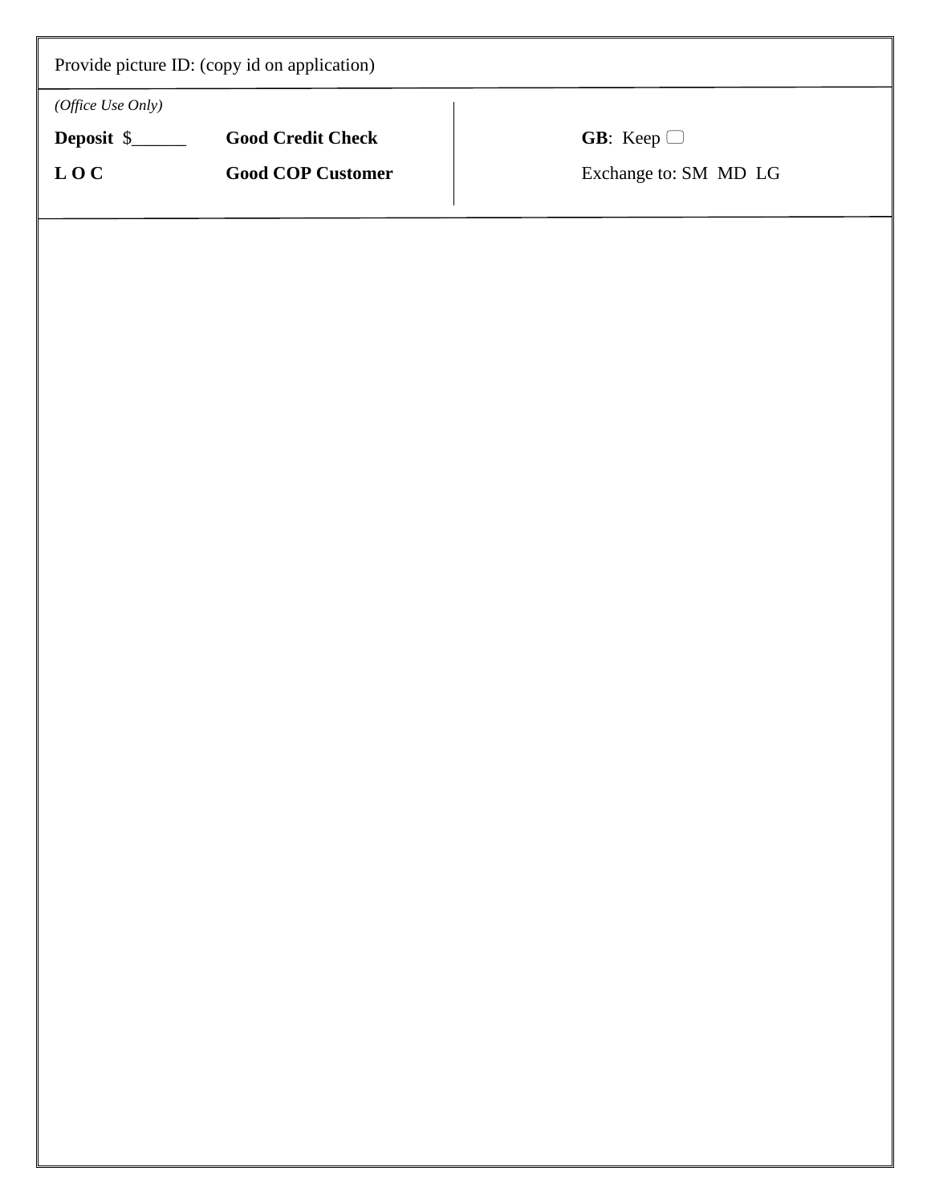Provide picture ID: (copy id on application)

*(Office Use Only)*

| | | |
|---|---|---|
| **Deposit** $______ | **Good Credit Check** | **GB**: Keep ☐ |
| **L O C** | **Good COP Customer** | Exchange to: SM MD LG |